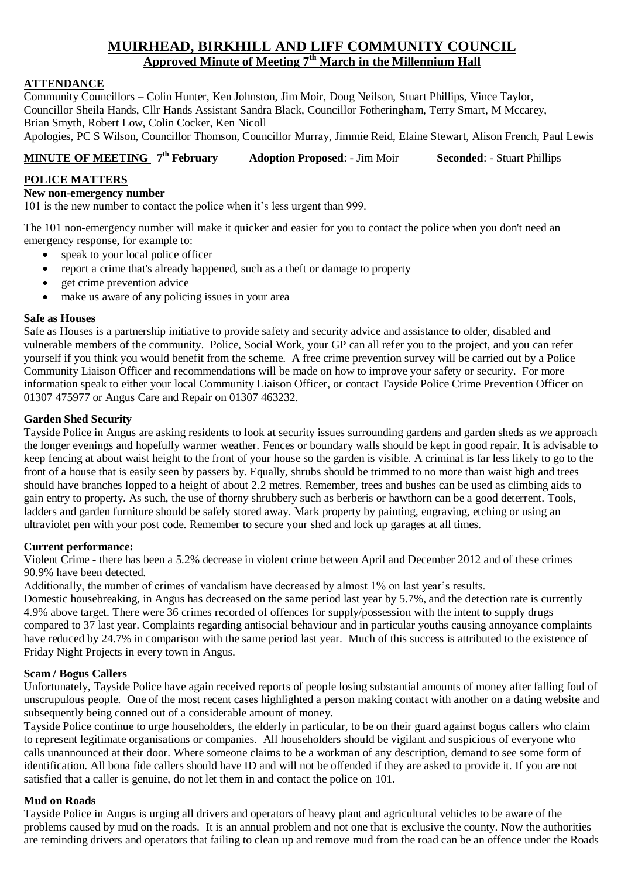# MUIRHEAD, BIRKHILL AND LIFF COMMUNITY COUNCIL

## Approved Minute of Meeting 7th March in the Millennium Hall

**ATTENDANCE**

Community Councillors – Colin Hunter, Ken Johnston, Jim Moir, Doug Neilson, Stuart Phillips, Vince Taylor, Councillor Sheila Hands, Cllr Hands Assistant Sandra Black, Councillor Fotheringham, Terry Smart, M Mccarey, Brian Smyth, Robert Low, Colin Cocker, Ken Nicoll

Apologies, PC S Wilson, Councillor Thomson, Councillor Murray, Jimmie Reid, Elaine Stewart, Alison French, Paul Lewis

**MINUTE OF MEETING 7th February** **Adoption Proposed**: - Jim Moir **Seconded**: - Stuart Phillips

**POLICE MATTERS**

**New non-emergency number**

101 is the new number to contact the police when it's less urgent than 999.

The 101 non-emergency number will make it quicker and easier for you to contact the police when you don't need an emergency response, for example to:

- speak to your local police officer
- report a crime that's already happened, such as a theft or damage to property
- get crime prevention advice
- make us aware of any policing issues in your area

**Safe as Houses**

Safe as Houses is a partnership initiative to provide safety and security advice and assistance to older, disabled and vulnerable members of the community. Police, Social Work, your GP can all refer you to the project, and you can refer yourself if you think you would benefit from the scheme. A free crime prevention survey will be carried out by a Police Community Liaison Officer and recommendations will be made on how to improve your safety or security. For more information speak to either your local Community Liaison Officer, or contact Tayside Police Crime Prevention Officer on 01307 475977 or Angus Care and Repair on 01307 463232.

**Garden Shed Security**

Tayside Police in Angus are asking residents to look at security issues surrounding gardens and garden sheds as we approach the longer evenings and hopefully warmer weather. Fences or boundary walls should be kept in good repair. It is advisable to keep fencing at about waist height to the front of your house so the garden is visible. A criminal is far less likely to go to the front of a house that is easily seen by passers by. Equally, shrubs should be trimmed to no more than waist high and trees should have branches lopped to a height of about 2.2 metres. Remember, trees and bushes can be used as climbing aids to gain entry to property. As such, the use of thorny shrubbery such as berberis or hawthorn can be a good deterrent. Tools, ladders and garden furniture should be safely stored away. Mark property by painting, engraving, etching or using an ultraviolet pen with your post code. Remember to secure your shed and lock up garages at all times.

**Current performance:**

Violent Crime - there has been a 5.2% decrease in violent crime between April and December 2012 and of these crimes 90.9% have been detected.

Additionally, the number of crimes of vandalism have decreased by almost 1% on last year's results.

Domestic housebreaking, in Angus has decreased on the same period last year by 5.7%, and the detection rate is currently 4.9% above target. There were 36 crimes recorded of offences for supply/possession with the intent to supply drugs compared to 37 last year. Complaints regarding antisocial behaviour and in particular youths causing annoyance complaints have reduced by 24.7% in comparison with the same period last year. Much of this success is attributed to the existence of Friday Night Projects in every town in Angus.

**Scam / Bogus Callers**

Unfortunately, Tayside Police have again received reports of people losing substantial amounts of money after falling foul of unscrupulous people. One of the most recent cases highlighted a person making contact with another on a dating website and subsequently being conned out of a considerable amount of money.

Tayside Police continue to urge householders, the elderly in particular, to be on their guard against bogus callers who claim to represent legitimate organisations or companies. All householders should be vigilant and suspicious of everyone who calls unannounced at their door. Where someone claims to be a workman of any description, demand to see some form of identification. All bona fide callers should have ID and will not be offended if they are asked to provide it. If you are not satisfied that a caller is genuine, do not let them in and contact the police on 101.

**Mud on Roads**

Tayside Police in Angus is urging all drivers and operators of heavy plant and agricultural vehicles to be aware of the problems caused by mud on the roads. It is an annual problem and not one that is exclusive the county. Now the authorities are reminding drivers and operators that failing to clean up and remove mud from the road can be an offence under the Roads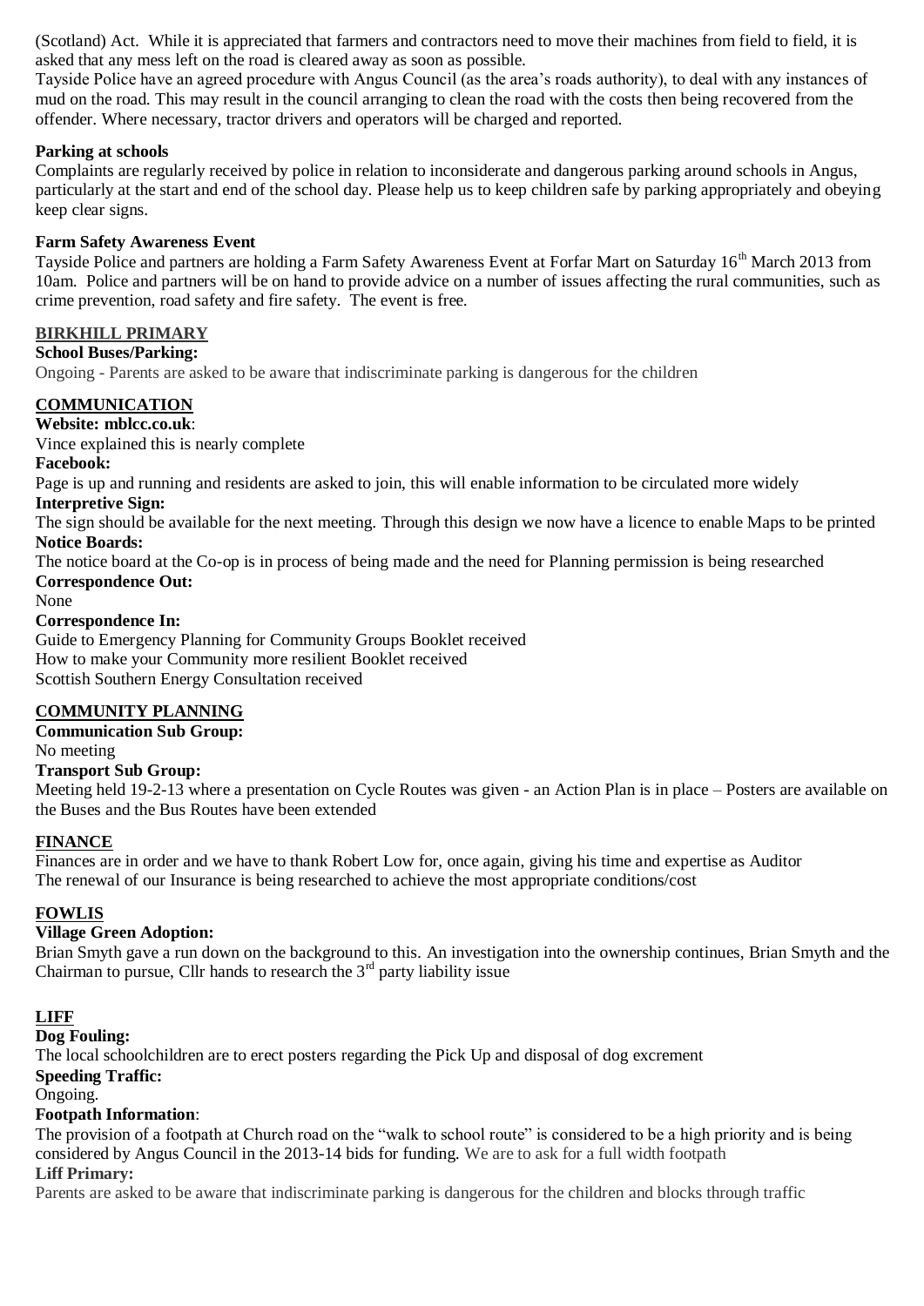(Scotland) Act. While it is appreciated that farmers and contractors need to move their machines from field to field, it is asked that any mess left on the road is cleared away as soon as possible.

Tayside Police have an agreed procedure with Angus Council (as the area's roads authority), to deal with any instances of mud on the road. This may result in the council arranging to clean the road with the costs then being recovered from the offender. Where necessary, tractor drivers and operators will be charged and reported.

**Parking at schools**

Complaints are regularly received by police in relation to inconsiderate and dangerous parking around schools in Angus, particularly at the start and end of the school day. Please help us to keep children safe by parking appropriately and obeying keep clear signs.

**Farm Safety Awareness Event**

Tayside Police and partners are holding a Farm Safety Awareness Event at Forfar Mart on Saturday 16th March 2013 from 10am. Police and partners will be on hand to provide advice on a number of issues affecting the rural communities, such as crime prevention, road safety and fire safety. The event is free.

## BIRKHILL PRIMARY

**School Buses/Parking:**

Ongoing - Parents are asked to be aware that indiscriminate parking is dangerous for the children

## COMMUNICATION

**Website: mblcc.co.uk**:

Vince explained this is nearly complete

**Facebook:**

Page is up and running and residents are asked to join, this will enable information to be circulated more widely

**Interpretive Sign:**

The sign should be available for the next meeting. Through this design we now have a licence to enable Maps to be printed

**Notice Boards:**

The notice board at the Co-op is in process of being made and the need for Planning permission is being researched

**Correspondence Out:**

None

**Correspondence In:**

Guide to Emergency Planning for Community Groups Booklet received
How to make your Community more resilient Booklet received
Scottish Southern Energy Consultation received

## COMMUNITY PLANNING

**Communication Sub Group:**

No meeting

**Transport Sub Group:**

Meeting held 19-2-13 where a presentation on Cycle Routes was given - an Action Plan is in place – Posters are available on the Buses and the Bus Routes have been extended

## FINANCE

Finances are in order and we have to thank Robert Low for, once again, giving his time and expertise as Auditor
The renewal of our Insurance is being researched to achieve the most appropriate conditions/cost

## FOWLIS

**Village Green Adoption:**

Brian Smyth gave a run down on the background to this. An investigation into the ownership continues, Brian Smyth and the Chairman to pursue, Cllr hands to research the 3rd party liability issue

## LIFF

**Dog Fouling:**

The local schoolchildren are to erect posters regarding the Pick Up and disposal of dog excrement

**Speeding Traffic:**

Ongoing.

**Footpath Information**:

The provision of a footpath at Church road on the "walk to school route" is considered to be a high priority and is being considered by Angus Council in the 2013-14 bids for funding. We are to ask for a full width footpath

**Liff Primary:**

Parents are asked to be aware that indiscriminate parking is dangerous for the children and blocks through traffic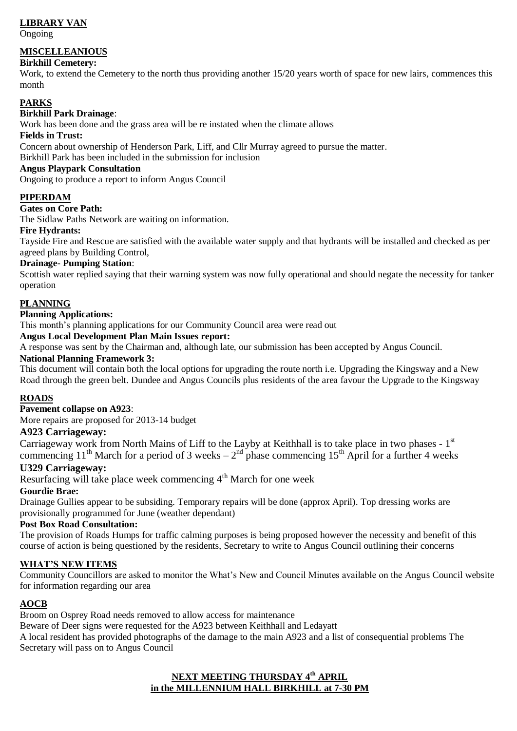## LIBRARY VAN

Ongoing

## MISCELLEANIOUS

**Birkhill Cemetery:**

Work, to extend the Cemetery to the north thus providing another 15/20 years worth of space for new lairs, commences this month

## PARKS

**Birkhill Park Drainage**:

Work has been done and the grass area will be re instated when the climate allows

**Fields in Trust:**

Concern about ownership of Henderson Park, Liff, and Cllr Murray agreed to pursue the matter.

Birkhill Park has been included in the submission for inclusion

**Angus Playpark Consultation**

Ongoing to produce a report to inform Angus Council

## PIPERDAM

**Gates on Core Path:**

The Sidlaw Paths Network are waiting on information.

**Fire Hydrants:**

Tayside Fire and Rescue are satisfied with the available water supply and that hydrants will be installed and checked as per agreed plans by Building Control,

**Drainage- Pumping Station**:

Scottish water replied saying that their warning system was now fully operational and should negate the necessity for tanker operation

## PLANNING

**Planning Applications:**

This month's planning applications for our Community Council area were read out

**Angus Local Development Plan Main Issues report:**

A response was sent by the Chairman and, although late, our submission has been accepted by Angus Council.

**National Planning Framework 3:**

This document will contain both the local options for upgrading the route north i.e. Upgrading the Kingsway and a New Road through the green belt. Dundee and Angus Councils plus residents of the area favour the Upgrade to the Kingsway

## ROADS

**Pavement collapse on A923**:

More repairs are proposed for 2013-14 budget

**A923 Carriageway:**

Carriageway work from North Mains of Liff to the Layby at Keithhall is to take place in two phases - 1st commencing 11th March for a period of 3 weeks – 2nd phase commencing 15th April for a further 4 weeks

**U329 Carriageway:**

Resurfacing will take place week commencing 4th March for one week

**Gourdie Brae:**

Drainage Gullies appear to be subsiding. Temporary repairs will be done (approx April). Top dressing works are provisionally programmed for June (weather dependant)

**Post Box Road Consultation:**

The provision of Roads Humps for traffic calming purposes is being proposed however the necessity and benefit of this course of action is being questioned by the residents, Secretary to write to Angus Council outlining their concerns

## WHAT'S NEW ITEMS

Community Councillors are asked to monitor the What's New and Council Minutes available on the Angus Council website for information regarding our area

## AOCB

Broom on Osprey Road needs removed to allow access for maintenance

Beware of Deer signs were requested for the A923 between Keithhall and Ledayatt

A local resident has provided photographs of the damage to the main A923 and a list of consequential problems The Secretary will pass on to Angus Council

**NEXT MEETING THURSDAY 4th APRIL**
**in the MILLENNIUM HALL BIRKHILL at 7-30 PM**